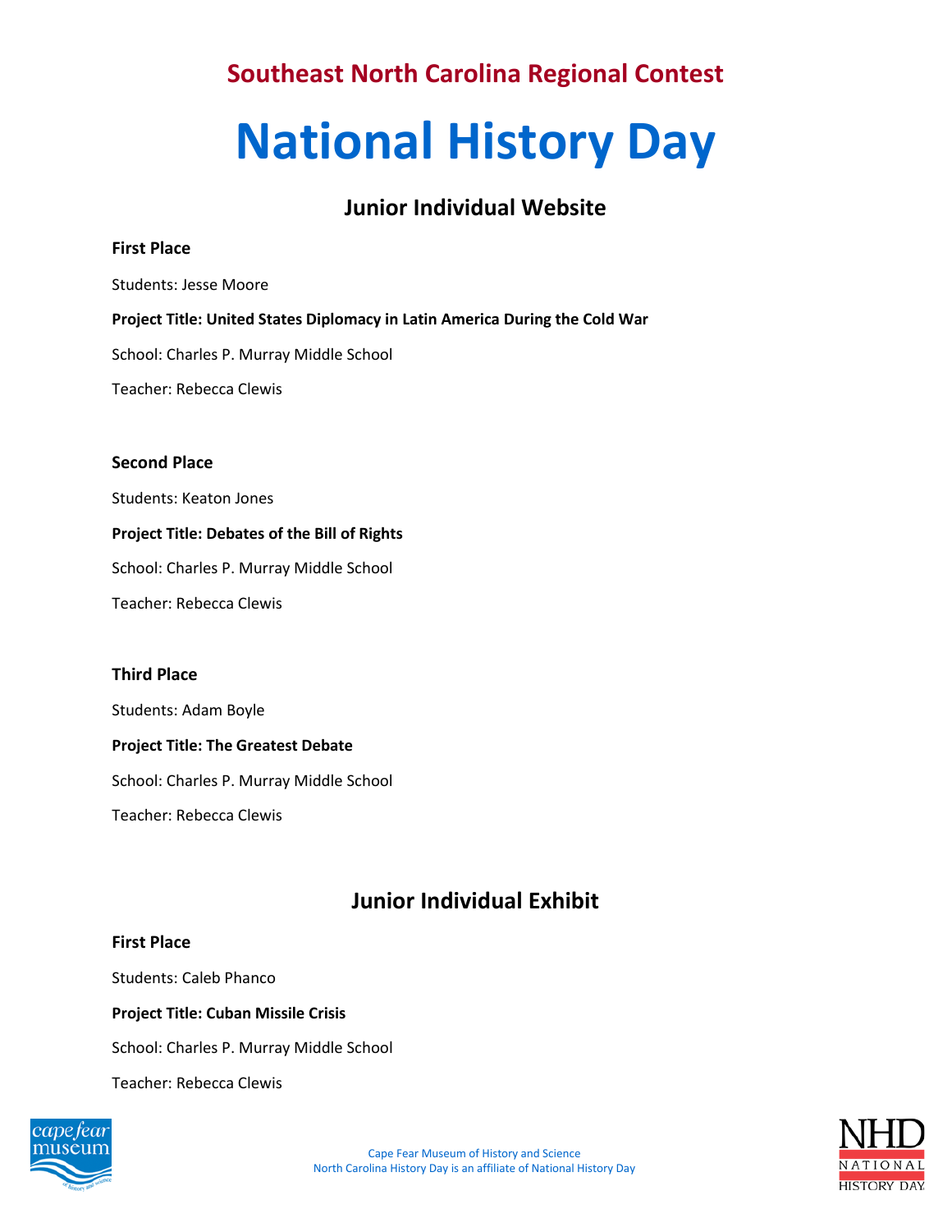## Southeast North Carolina Regional Contest

# National History Day

### Junior Individual Website

**First Place**

Students: Jesse Moore

**Project Title: United States Diplomacy in Latin America During the Cold War**

School: Charles P. Murray Middle School

Teacher: Rebecca Clewis

**Second Place**

Students: Keaton Jones

**Project Title: Debates of the Bill of Rights**

School: Charles P. Murray Middle School

Teacher: Rebecca Clewis

**Third Place**

Students: Adam Boyle

**Project Title: The Greatest Debate**

School: Charles P. Murray Middle School

Teacher: Rebecca Clewis

### Junior Individual Exhibit

**First Place**

Students: Caleb Phanco

**Project Title: Cuban Missile Crisis**

School: Charles P. Murray Middle School

Teacher: Rebecca Clewis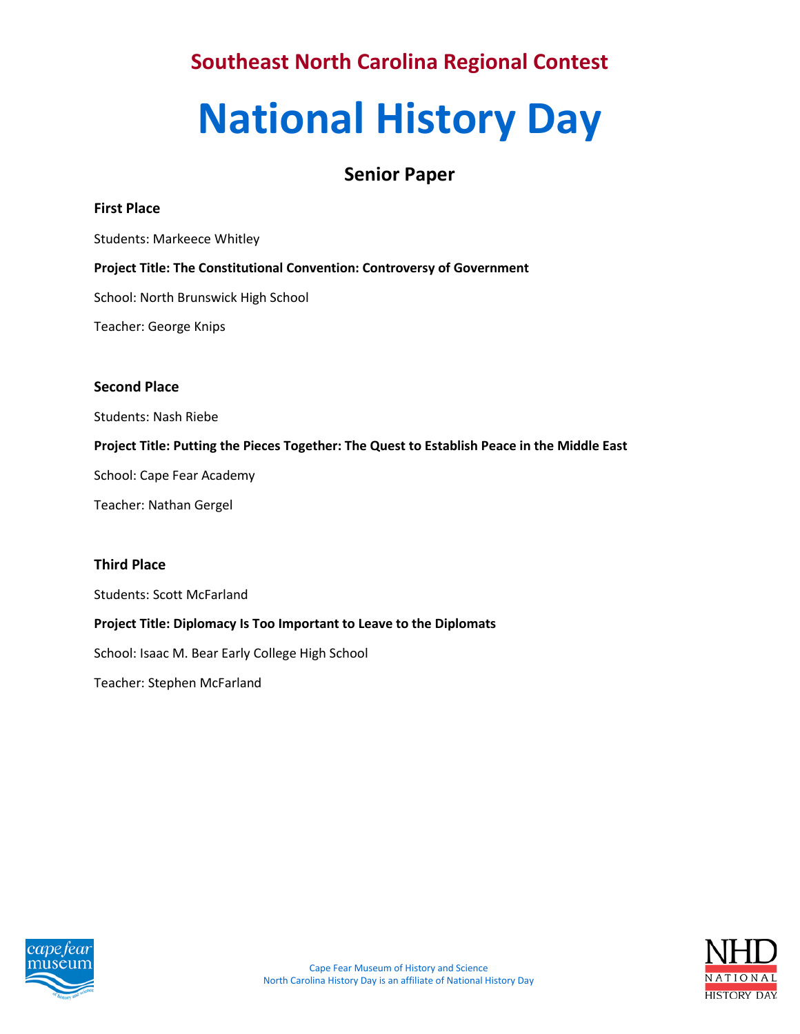## Southeast North Carolina Regional Contest

# National History Day

### Senior Paper

**First Place**

Students: Markeece Whitley

**Project Title: The Constitutional Convention: Controversy of Government**

School: North Brunswick High School

Teacher: George Knips

**Second Place**

Students: Nash Riebe

**Project Title: Putting the Pieces Together: The Quest to Establish Peace in the Middle East**

School: Cape Fear Academy

Teacher: Nathan Gergel

**Third Place**

Students: Scott McFarland

**Project Title: Diplomacy Is Too Important to Leave to the Diplomats**

School: Isaac M. Bear Early College High School

Teacher: Stephen McFarland

Cape Fear Museum of History and Science
North Carolina History Day is an affiliate of National History Day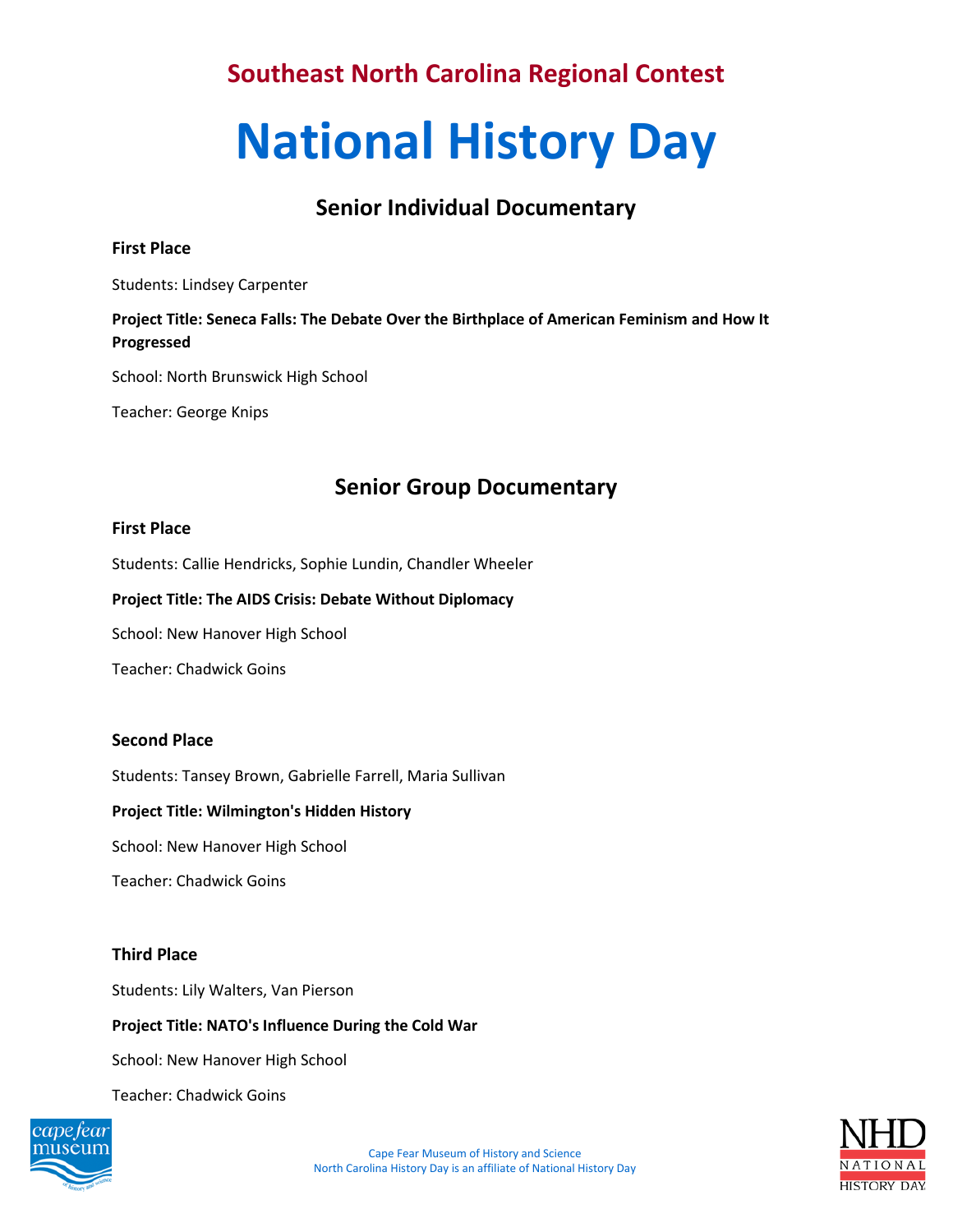## Southeast North Carolina Regional Contest

# National History Day

### Senior Individual Documentary

**First Place**

Students: Lindsey Carpenter

**Project Title: Seneca Falls: The Debate Over the Birthplace of American Feminism and How It Progressed**

School: North Brunswick High School

Teacher: George Knips

### Senior Group Documentary

**First Place**

Students: Callie Hendricks, Sophie Lundin, Chandler Wheeler

**Project Title: The AIDS Crisis: Debate Without Diplomacy**

School: New Hanover High School

Teacher: Chadwick Goins

**Second Place**

Students: Tansey Brown, Gabrielle Farrell, Maria Sullivan

**Project Title: Wilmington's Hidden History**

School: New Hanover High School

Teacher: Chadwick Goins

**Third Place**

Students: Lily Walters, Van Pierson

**Project Title: NATO's Influence During the Cold War**

School: New Hanover High School

Teacher: Chadwick Goins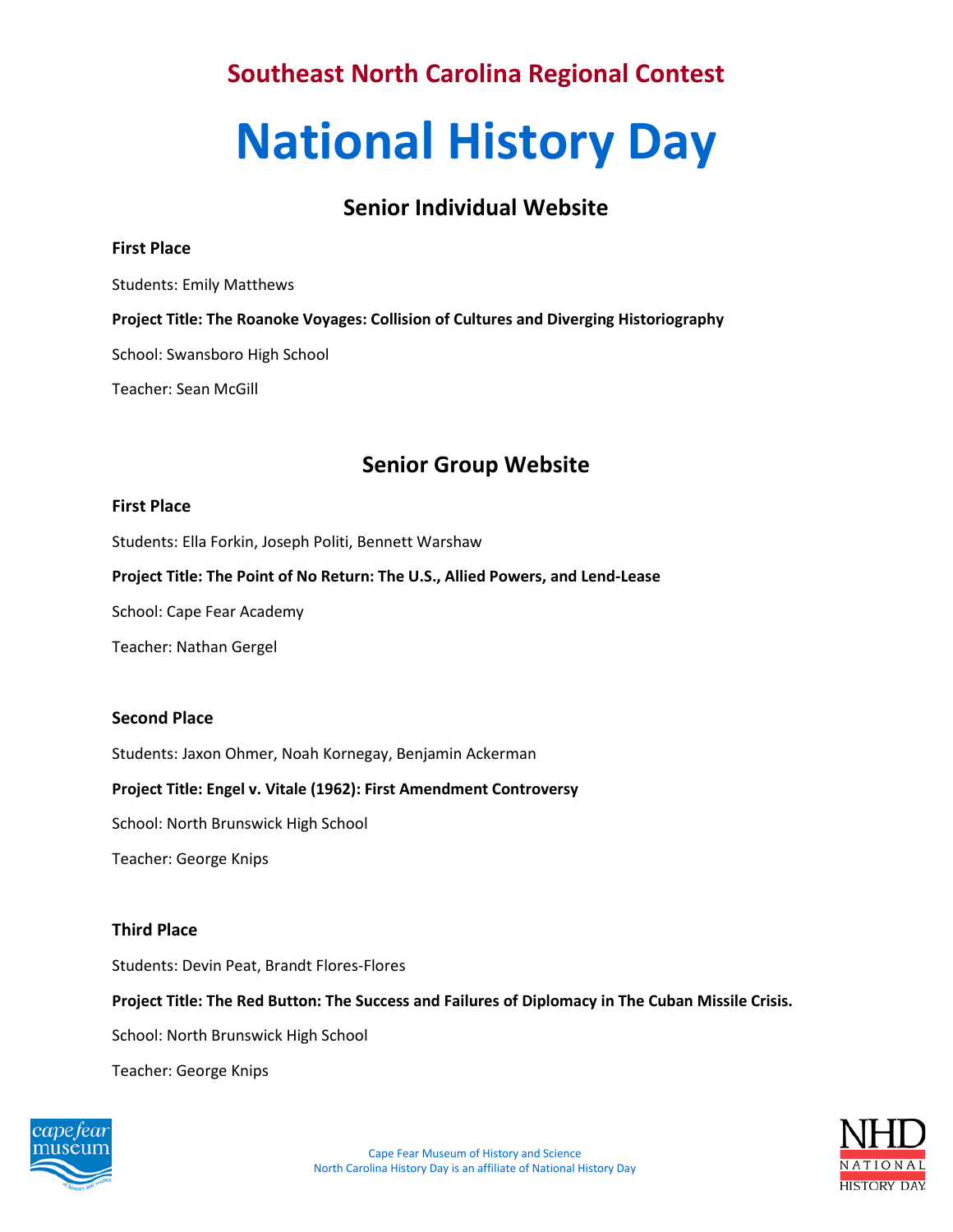## Southeast North Carolina Regional Contest

# National History Day

### Senior Individual Website

**First Place**

Students: Emily Matthews

**Project Title: The Roanoke Voyages: Collision of Cultures and Diverging Historiography**

School: Swansboro High School

Teacher: Sean McGill

### Senior Group Website

**First Place**

Students: Ella Forkin, Joseph Politi, Bennett Warshaw

**Project Title: The Point of No Return: The U.S., Allied Powers, and Lend-Lease**

School: Cape Fear Academy

Teacher: Nathan Gergel

**Second Place**

Students: Jaxon Ohmer, Noah Kornegay, Benjamin Ackerman

**Project Title: Engel v. Vitale (1962): First Amendment Controversy**

School: North Brunswick High School

Teacher: George Knips

**Third Place**

Students: Devin Peat, Brandt Flores-Flores

**Project Title: The Red Button: The Success and Failures of Diplomacy in The Cuban Missile Crisis.**

School: North Brunswick High School

Teacher: George Knips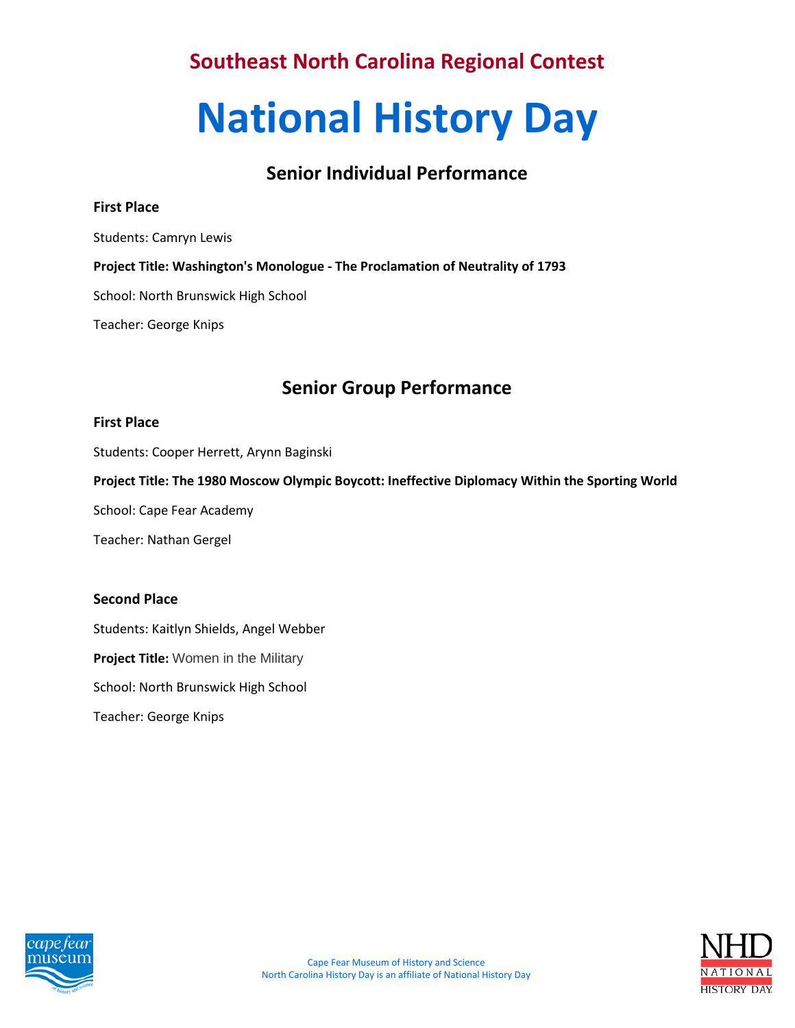## Southeast North Carolina Regional Contest

# National History Day

### Senior Individual Performance

**First Place**

Students: Camryn Lewis

**Project Title: Washington's Monologue - The Proclamation of Neutrality of 1793**

School: North Brunswick High School

Teacher: George Knips

### Senior Group Performance

**First Place**

Students: Cooper Herrett, Arynn Baginski

**Project Title: The 1980 Moscow Olympic Boycott: Ineffective Diplomacy Within the Sporting World**

School: Cape Fear Academy

Teacher: Nathan Gergel

**Second Place**

Students: Kaitlyn Shields, Angel Webber

**Project Title:** Women in the Military

School: North Brunswick High School

Teacher: George Knips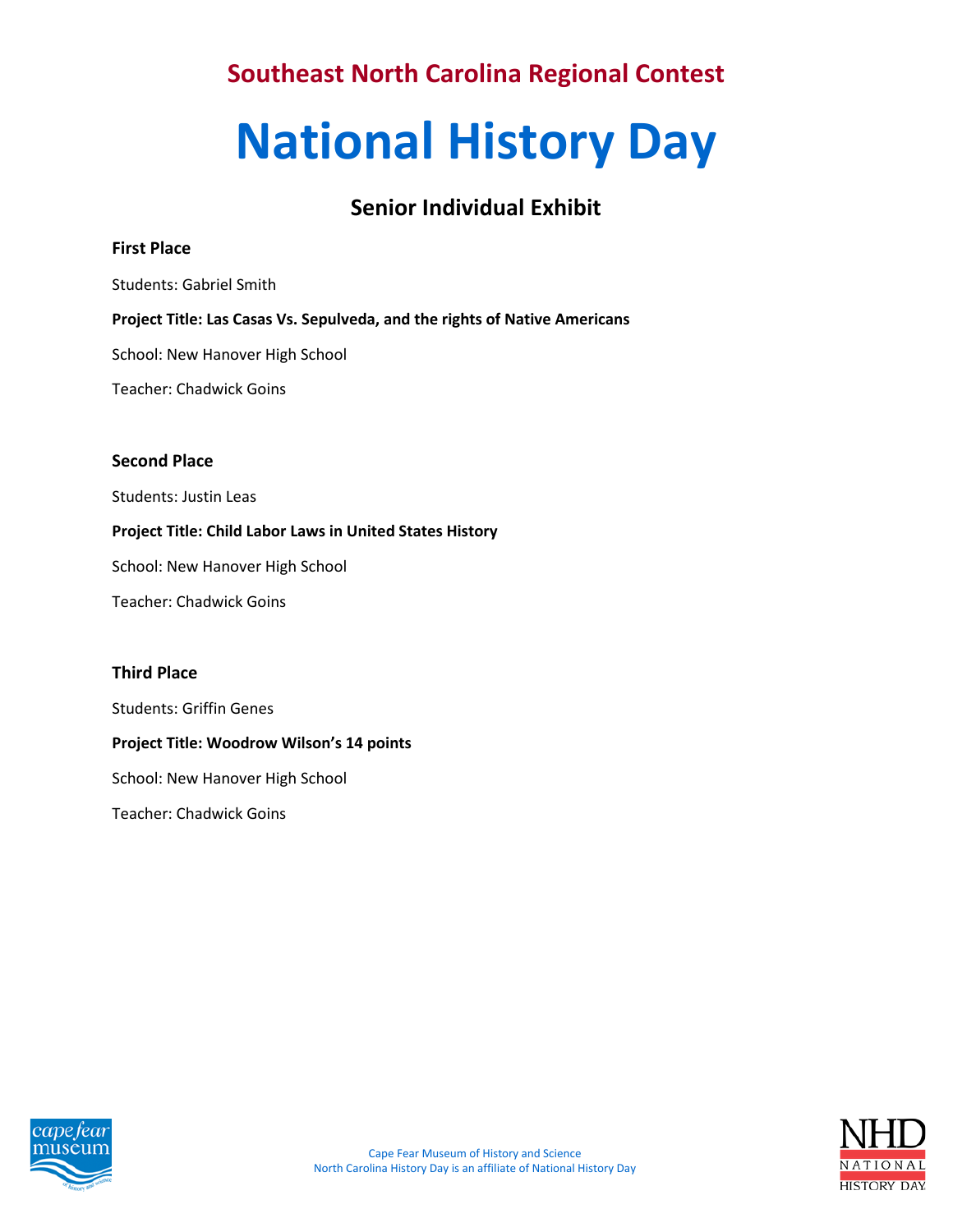## Southeast North Carolina Regional Contest

# National History Day

### Senior Individual Exhibit

**First Place**

Students: Gabriel Smith

**Project Title: Las Casas Vs. Sepulveda, and the rights of Native Americans**

School: New Hanover High School

Teacher: Chadwick Goins

**Second Place**

Students: Justin Leas

**Project Title: Child Labor Laws in United States History**

School: New Hanover High School

Teacher: Chadwick Goins

**Third Place**

Students: Griffin Genes

**Project Title: Woodrow Wilson's 14 points**

School: New Hanover High School

Teacher: Chadwick Goins

Cape Fear Museum of History and Science
North Carolina History Day is an affiliate of National History Day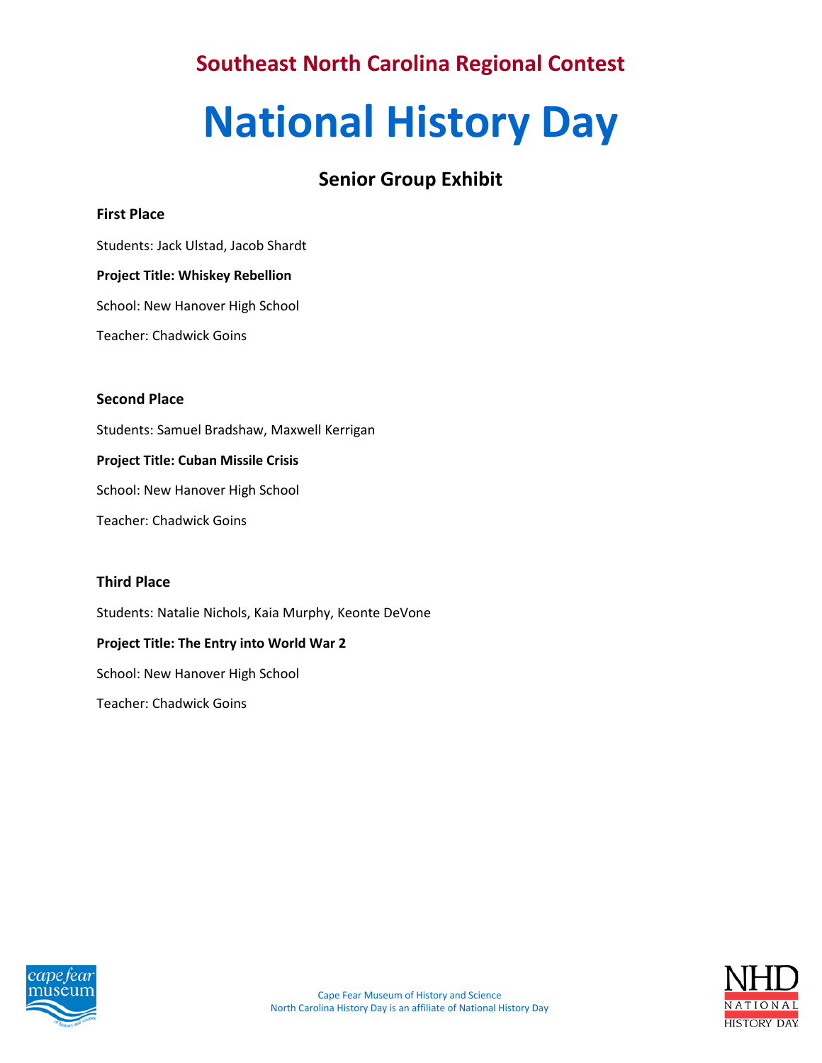## Southeast North Carolina Regional Contest

# National History Day

### Senior Group Exhibit

**First Place**

Students: Jack Ulstad, Jacob Shardt

**Project Title: Whiskey Rebellion**

School: New Hanover High School

Teacher: Chadwick Goins

**Second Place**

Students: Samuel Bradshaw, Maxwell Kerrigan

**Project Title: Cuban Missile Crisis**

School: New Hanover High School

Teacher: Chadwick Goins

**Third Place**

Students: Natalie Nichols, Kaia Murphy, Keonte DeVone

**Project Title: The Entry into World War 2**

School: New Hanover High School

Teacher: Chadwick Goins

Cape Fear Museum of History and Science
North Carolina History Day is an affiliate of National History Day